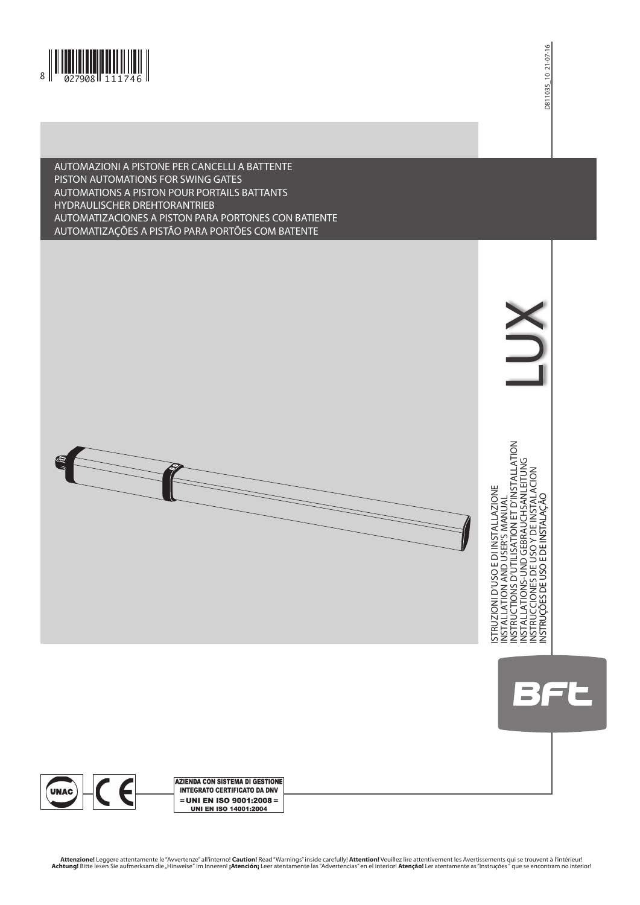AUTOMAZIONI A PISTONE PER CANCELLI A BATTENTE
PISTON AUTOMATIONS FOR SWING GATES
AUTOMATIONS A PISTON POUR PORTAILS BATTANTS
HYDRAULISCHER DREHTORANTRIEB
AUTOMATIZACIONES A PISTON PARA PORTONES CON BATIENTE
AUTOMATIZAÇÕES A PISTÃO PARA PORTÕES COM BATENTE

D811035_10 21-07-16

# LUX

ISTRUZIONI D'USO E DI INSTALLAZIONE
INSTALLATION AND USER'S MANUAL
INSTRUCTIONS D'UTILISATION ET D'INSTALLATION
INSTALLATIONS-UND GEBRAUCHSANLEITUNG
INSTRUCCIONES DE USO Y DE INSTALACION
INSTRUÇÕES DE USO E DE INSTALAÇÃO

BFT

AZIENDA CON SISTEMA DI GESTIONE INTEGRATO CERTIFICATO DA DNV
= UNI EN ISO 9001:2008 =
UNI EN ISO 14001:2004

**Attenzione!** Leggere attentamente le "Avvertenze" all'interno! **Caution!** Read "Warnings" inside carefully! **Attention!** Veuillez lire attentivement les Avertissements qui se trouvent à l'intérieur! **Achtung!** Bitte lesen Sie aufmerksam die „Hinweise" im Inneren! **¡Atención¡** Leer atentamente las "Advertencias" en el interior! **Atenção!** Ler atentamente as "Instruções " que se encontram no interior!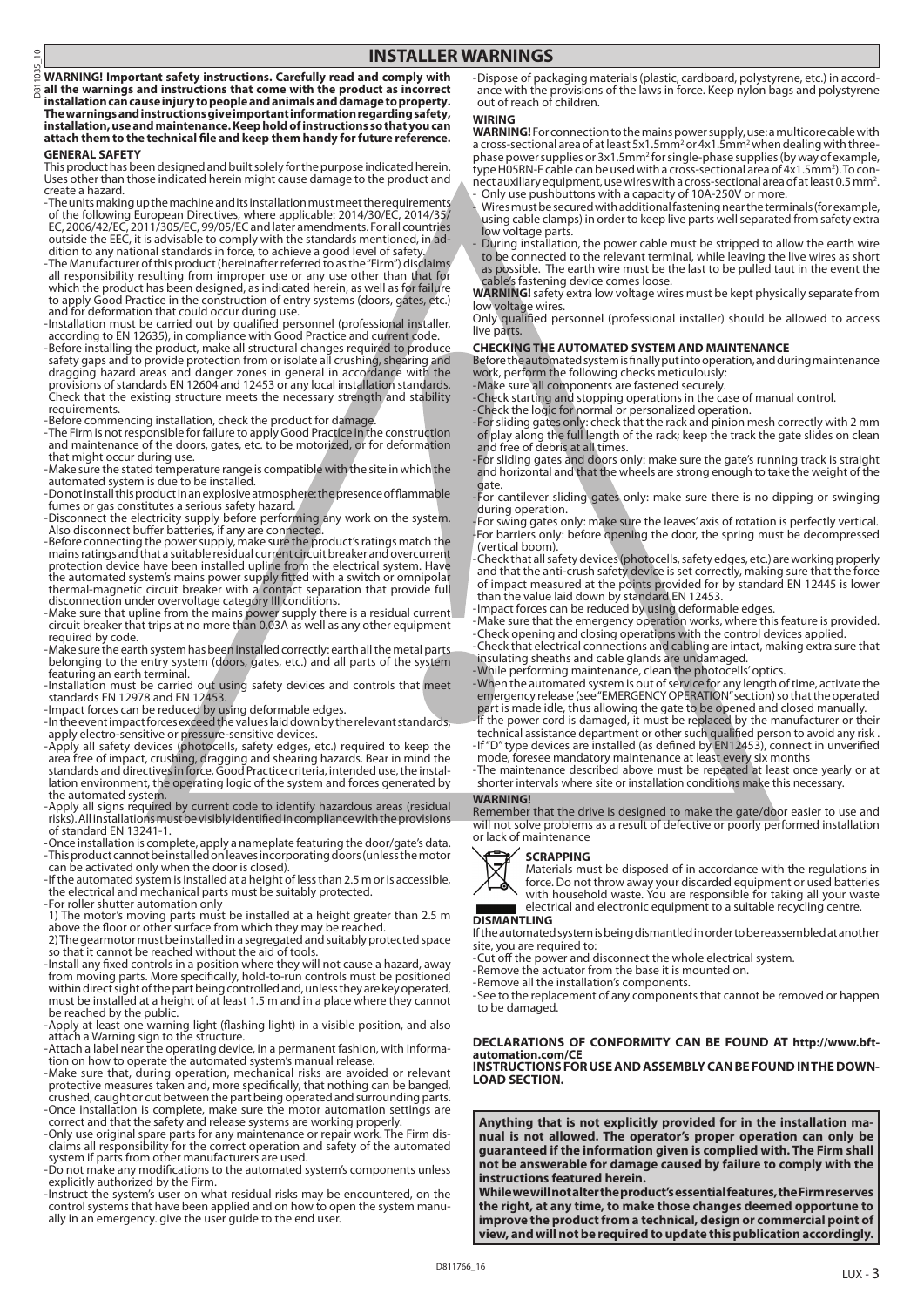# INSTALLER WARNINGS

**WARNING! Important safety instructions. Carefully read and comply with all the warnings and instructions that come with the product as incorrect installation can cause injury to people and animals and damage to property. The warnings and instructions give important information regarding safety, installation, use and maintenance. Keep hold of instructions so that you can attach them to the technical file and keep them handy for future reference.**

## GENERAL SAFETY

This product has been designed and built solely for the purpose indicated herein. Uses other than those indicated herein might cause damage to the product and create a hazard.

- The units making up the machine and its installation must meet the requirements of the following European Directives, where applicable: 2014/30/EC, 2014/35/EC, 2006/42/EC, 2011/305/EC, 99/05/EC and later amendments. For all countries outside the EEC, it is advisable to comply with the standards mentioned, in addition to any national standards in force, to achieve a good level of safety.
- The Manufacturer of this product (hereinafter referred to as the "Firm") disclaims all responsibility resulting from improper use or any use other than that for which the product has been designed, as indicated herein, as well as for failure to apply Good Practice in the construction of entry systems (doors, gates, etc.) and for deformation that could occur during use.
- Installation must be carried out by qualified personnel (professional installer, according to EN 12635), in compliance with Good Practice and current code.
- Before installing the product, make all structural changes required to produce safety gaps and to provide protection from or isolate all crushing, shearing and dragging hazard areas and danger zones in general in accordance with the provisions of standards EN 12604 and 12453 or any local installation standards. Check that the existing structure meets the necessary strength and stability requirements.
- Before commencing installation, check the product for damage.
- The Firm is not responsible for failure to apply Good Practice in the construction and maintenance of the doors, gates, etc. to be motorized, or for deformation that might occur during use.
- Make sure the stated temperature range is compatible with the site in which the automated system is due to be installed.
- Do not install this product in an explosive atmosphere: the presence of flammable fumes or gas constitutes a serious safety hazard.
- Disconnect the electricity supply before performing any work on the system. Also disconnect buffer batteries, if any are connected.
- Before connecting the power supply, make sure the product's ratings match the mains ratings and that a suitable residual current circuit breaker and overcurrent protection device have been installed upline from the electrical system. Have the automated system's mains power supply fitted with a switch or omnipolar thermal-magnetic circuit breaker with a contact separation that provide full disconnection under overvoltage category III conditions.
- Make sure that upline from the mains power supply there is a residual current circuit breaker that trips at no more than 0.03A as well as any other equipment required by code.
- Make sure the earth system has been installed correctly: earth all the metal parts belonging to the entry system (doors, gates, etc.) and all parts of the system featuring an earth terminal.
- Installation must be carried out using safety devices and controls that meet standards EN 12978 and EN 12453.
- Impact forces can be reduced by using deformable edges.
- In the event impact forces exceed the values laid down by the relevant standards, apply electro-sensitive or pressure-sensitive devices.
- Apply all safety devices (photocells, safety edges, etc.) required to keep the area free of impact, crushing, dragging and shearing hazards. Bear in mind the standards and directives in force, Good Practice criteria, intended use, the installation environment, the operating logic of the system and forces generated by the automated system.
- Apply all signs required by current code to identify hazardous areas (residual risks). All installations must be visibly identified in compliance with the provisions of standard EN 13241-1.
- Once installation is complete, apply a nameplate featuring the door/gate's data.
- This product cannot be installed on leaves incorporating doors (unless the motor can be activated only when the door is closed).
- If the automated system is installed at a height of less than 2.5 m or is accessible, the electrical and mechanical parts must be suitably protected.
- For roller shutter automation only
  1) The motor's moving parts must be installed at a height greater than 2.5 m above the floor or other surface from which they may be reached.
  2) The gearmotor must be installed in a segregated and suitably protected space so that it cannot be reached without the aid of tools.
- Install any fixed controls in a position where they will not cause a hazard, away from moving parts. More specifically, hold-to-run controls must be positioned within direct sight of the part being controlled and, unless they are key operated, must be installed at a height of at least 1.5 m and in a place where they cannot be reached by the public.
- Apply at least one warning light (flashing light) in a visible position, and also attach a Warning sign to the structure.
- Attach a label near the operating device, in a permanent fashion, with information on how to operate the automated system's manual release.
- Make sure that, during operation, mechanical risks are avoided or relevant protective measures taken and, more specifically, that nothing can be banged, crushed, caught or cut between the part being operated and surrounding parts.
- Once installation is complete, make sure the motor automation settings are correct and that the safety and release systems are working properly.
- Only use original spare parts for any maintenance or repair work. The Firm disclaims all responsibility for the correct operation and safety of the automated system if parts from other manufacturers are used.
- Do not make any modifications to the automated system's components unless explicitly authorized by the Firm.
- Instruct the system's user on what residual risks may be encountered, on the control systems that have been applied and on how to open the system manually in an emergency. give the user guide to the end user.
- Dispose of packaging materials (plastic, cardboard, polystyrene, etc.) in accordance with the provisions of the laws in force. Keep nylon bags and polystyrene out of reach of children.

## WIRING

**WARNING!** For connection to the mains power supply, use: a multicore cable with a cross-sectional area of at least 5x1.5mm² or 4x1.5mm² when dealing with three-phase power supplies or 3x1.5mm² for single-phase supplies (by way of example, type H05RN-F cable can be used with a cross-sectional area of 4x1.5mm²). To connect auxiliary equipment, use wires with a cross-sectional area of at least 0.5 mm².

- Only use pushbuttons with a capacity of 10A-250V or more.
- Wires must be secured with additional fastening near the terminals (for example, using cable clamps) in order to keep live parts well separated from safety extra low voltage parts.
- During installation, the power cable must be stripped to allow the earth wire to be connected to the relevant terminal, while leaving the live wires as short as possible. The earth wire must be the last to be pulled taut in the event the cable's fastening device comes loose.

**WARNING!** safety extra low voltage wires must be kept physically separate from low voltage wires.

Only qualified personnel (professional installer) should be allowed to access live parts.

## CHECKING THE AUTOMATED SYSTEM AND MAINTENANCE

Before the automated system is finally put into operation, and during maintenance work, perform the following checks meticulously:

- Make sure all components are fastened securely.
- Check starting and stopping operations in the case of manual control.
- Check the logic for normal or personalized operation.
- For sliding gates only: check that the rack and pinion mesh correctly with 2 mm of play along the full length of the rack; keep the track the gate slides on clean and free of debris at all times.
- For sliding gates and doors only: make sure the gate's running track is straight and horizontal and that the wheels are strong enough to take the weight of the gate.
- For cantilever sliding gates only: make sure there is no dipping or swinging during operation.
- For swing gates only: make sure the leaves' axis of rotation is perfectly vertical.
- For barriers only: before opening the door, the spring must be decompressed (vertical boom).
- Check that all safety devices (photocells, safety edges, etc.) are working properly and that the anti-crush safety device is set correctly, making sure that the force of impact measured at the points provided for by standard EN 12445 is lower than the value laid down by standard EN 12453.
- Impact forces can be reduced by using deformable edges.
- Make sure that the emergency operation works, where this feature is provided.
- Check opening and closing operations with the control devices applied.
- Check that electrical connections and cabling are intact, making extra sure that insulating sheaths and cable glands are undamaged.
- While performing maintenance, clean the photocells' optics.
- When the automated system is out of service for any length of time, activate the emergency release (see "EMERGENCY OPERATION" section) so that the operated part is made idle, thus allowing the gate to be opened and closed manually.
- If the power cord is damaged, it must be replaced by the manufacturer or their technical assistance department or other such qualified person to avoid any risk .
- If "D" type devices are installed (as defined by EN12453), connect in unverified mode, foresee mandatory maintenance at least every six months
- The maintenance described above must be repeated at least once yearly or at shorter intervals where site or installation conditions make this necessary.

**WARNING!**

Remember that the drive is designed to make the gate/door easier to use and will not solve problems as a result of defective or poorly performed installation or lack of maintenance

## SCRAPPING

Materials must be disposed of in accordance with the regulations in force. Do not throw away your discarded equipment or used batteries with household waste. You are responsible for taking all your waste electrical and electronic equipment to a suitable recycling centre.

## DISMANTLING

If the automated system is being dismantled in order to be reassembled at another site, you are required to:

- Cut off the power and disconnect the whole electrical system.
- Remove the actuator from the base it is mounted on.
- Remove all the installation's components.
- See to the replacement of any components that cannot be removed or happen to be damaged.

**DECLARATIONS OF CONFORMITY CAN BE FOUND AT http://www.bft-automation.com/CE**

**INSTRUCTIONS FOR USE AND ASSEMBLY CAN BE FOUND IN THE DOWNLOAD SECTION.**

**Anything that is not explicitly provided for in the installation manual is not allowed. The operator's proper operation can only be guaranteed if the information given is complied with. The Firm shall not be answerable for damage caused by failure to comply with the instructions featured herein.**

**While we will not alter the product's essential features, the Firm reserves the right, at any time, to make those changes deemed opportune to improve the product from a technical, design or commercial point of view, and will not be required to update this publication accordingly.**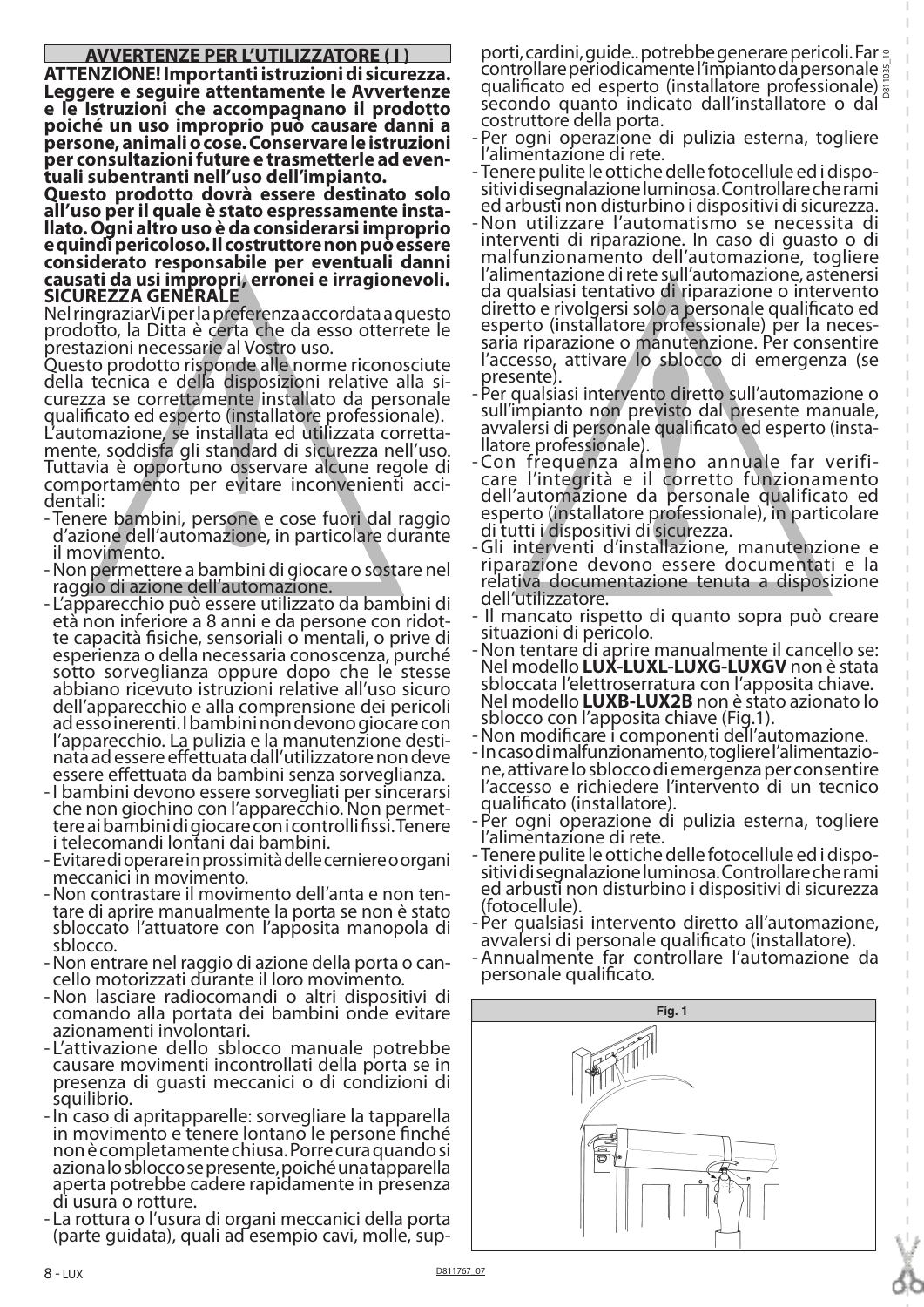## AVVERTENZE PER L'UTILIZZATORE ( I )

**ATTENZIONE! Importanti istruzioni di sicurezza. Leggere e seguire attentamente le Avvertenze e le Istruzioni che accompagnano il prodotto poiché un uso improprio può causare danni a persone, animali o cose. Conservare le istruzioni per consultazioni future e trasmetterle ad eventuali subentranti nell'uso dell'impianto.**

**Questo prodotto dovrà essere destinato solo all'uso per il quale è stato espressamente installato. Ogni altro uso è da considerarsi improprio e quindi pericoloso. Il costruttore non può essere considerato responsabile per eventuali danni causati da usi impropri, erronei e irragionevoli.**

**SICUREZZA GENERALE**

Nel ringraziarVi per la preferenza accordata a questo prodotto, la Ditta è certa che da esso otterrete le prestazioni necessarie al Vostro uso.

Questo prodotto risponde alle norme riconosciute della tecnica e della disposizioni relative alla sicurezza se correttamente installato da personale qualificato ed esperto (installatore professionale).

L'automazione, se installata ed utilizzata correttamente, soddisfa gli standard di sicurezza nell'uso. Tuttavia è opportuno osservare alcune regole di comportamento per evitare inconvenienti accidentali:

- Tenere bambini, persone e cose fuori dal raggio d'azione dell'automazione, in particolare durante il movimento.
- Non permettere a bambini di giocare o sostare nel raggio di azione dell'automazione.
- L'apparecchio può essere utilizzato da bambini di età non inferiore a 8 anni e da persone con ridotte capacità fisiche, sensoriali o mentali, o prive di esperienza o della necessaria conoscenza, purché sotto sorveglianza oppure dopo che le stesse abbiano ricevuto istruzioni relative all'uso sicuro dell'apparecchio e alla comprensione dei pericoli ad esso inerenti. I bambini non devono giocare con l'apparecchio. La pulizia e la manutenzione destinata ad essere effettuata dall'utilizzatore non deve essere effettuata da bambini senza sorveglianza.
- I bambini devono essere sorvegliati per sincerarsi che non giochino con l'apparecchio. Non permettere ai bambini di giocare con i controlli fissi. Tenere i telecomandi lontani dai bambini.
- Evitare di operare in prossimità delle cerniere o organi meccanici in movimento.
- Non contrastare il movimento dell'anta e non tentare di aprire manualmente la porta se non è stato sbloccato l'attuatore con l'apposita manopola di sblocco.
- Non entrare nel raggio di azione della porta o cancello motorizzati durante il loro movimento.
- Non lasciare radiocomandi o altri dispositivi di comando alla portata dei bambini onde evitare azionamenti involontari.
- L'attivazione dello sblocco manuale potrebbe causare movimenti incontrollati della porta se in presenza di guasti meccanici o di condizioni di squilibrio.
- In caso di apritapparelle: sorvegliare la tapparella in movimento e tenere lontano le persone finché non è completamente chiusa. Porre cura quando si aziona lo sblocco se presente, poiché una tapparella aperta potrebbe cadere rapidamente in presenza di usura o rotture.
- La rottura o l'usura di organi meccanici della porta (parte guidata), quali ad esempio cavi, molle, supporti, cardini, guide.. potrebbe generare pericoli. Far controllare periodicamente l'impianto da personale qualificato ed esperto (installatore professionale) secondo quanto indicato dall'installatore o dal costruttore della porta.
- Per ogni operazione di pulizia esterna, togliere l'alimentazione di rete.
- Tenere pulite le ottiche delle fotocellule ed i dispositivi di segnalazione luminosa. Controllare che rami ed arbusti non disturbino i dispositivi di sicurezza.
- Non utilizzare l'automatismo se necessita di interventi di riparazione. In caso di guasto o di malfunzionamento dell'automazione, togliere l'alimentazione di rete sull'automazione, astenersi da qualsiasi tentativo di riparazione o intervento diretto e rivolgersi solo a personale qualificato ed esperto (installatore professionale) per la necessaria riparazione o manutenzione. Per consentire l'accesso, attivare lo sblocco di emergenza (se presente).
- Per qualsiasi intervento diretto sull'automazione o sull'impianto non previsto dal presente manuale, avvalersi di personale qualificato ed esperto (installatore professionale).
- Con frequenza almeno annuale far verificare l'integrità e il corretto funzionamento dell'automazione da personale qualificato ed esperto (installatore professionale), in particolare di tutti i dispositivi di sicurezza.
- Gli interventi d'installazione, manutenzione e riparazione devono essere documentati e la relativa documentazione tenuta a disposizione dell'utilizzatore.
- Il mancato rispetto di quanto sopra può creare situazioni di pericolo.
- Non tentare di aprire manualmente il cancello se: Nel modello **LUX-LUXL-LUXG-LUXGV** non è stata sbloccata l'elettroserratura con l'apposita chiave. Nel modello **LUXB-LUX2B** non è stato azionato lo sblocco con l'apposita chiave (Fig.1).
- Non modificare i componenti dell'automazione.
- In caso di malfunzionamento, togliere l'alimentazione, attivare lo sblocco di emergenza per consentire l'accesso e richiedere l'intervento di un tecnico qualificato (installatore).
- Per ogni operazione di pulizia esterna, togliere l'alimentazione di rete.
- Tenere pulite le ottiche delle fotocellule ed i dispositivi di segnalazione luminosa. Controllare che rami ed arbusti non disturbino i dispositivi di sicurezza (fotocellule).
- Per qualsiasi intervento diretto all'automazione, avvalersi di personale qualificato (installatore).
- Annualmente far controllare l'automazione da personale qualificato.

Fig. 1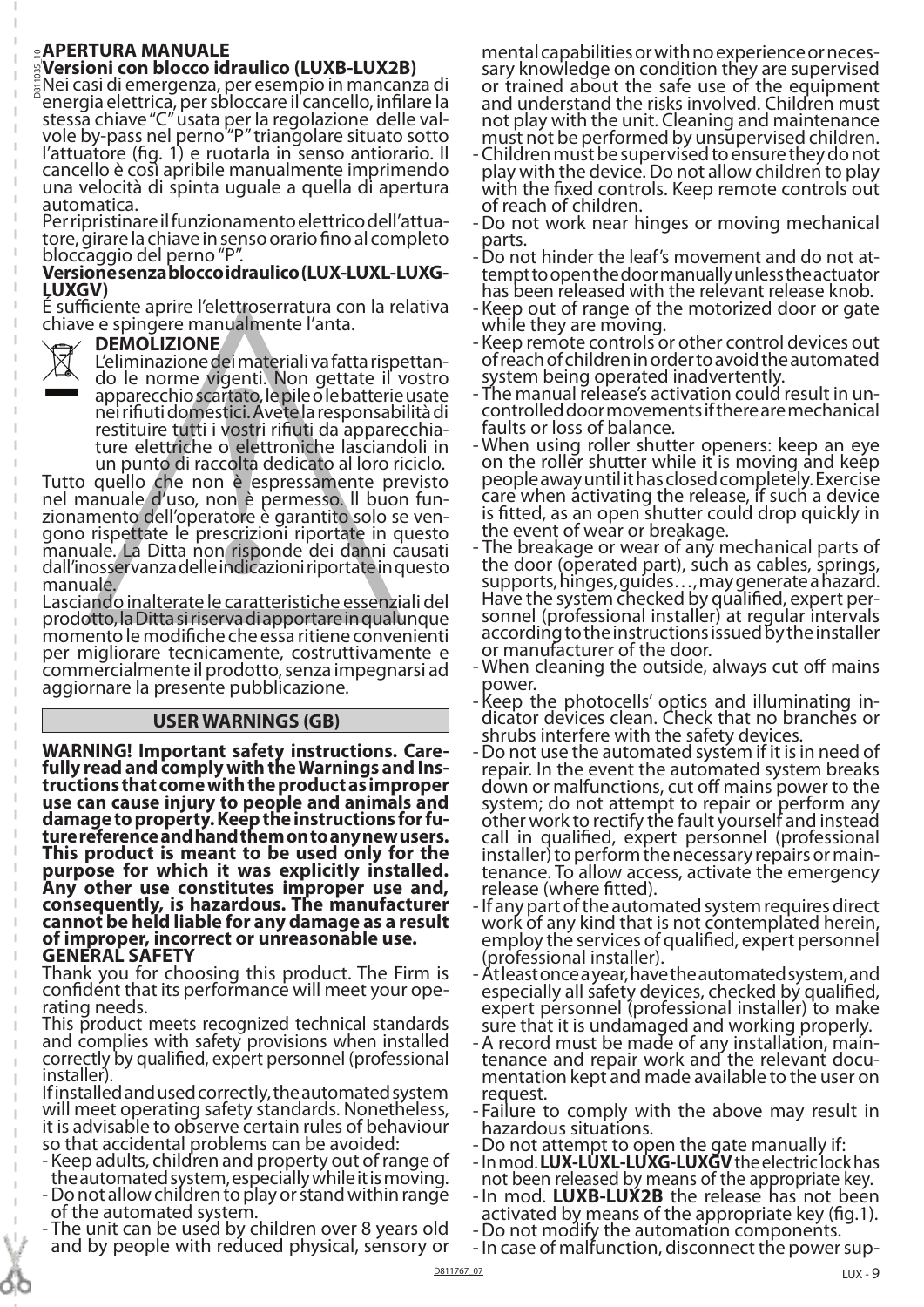## APERTURA MANUALE

### Versioni con blocco idraulico (LUXB-LUX2B)

Nei casi di emergenza, per esempio in mancanza di energia elettrica, per sbloccare il cancello, infilare la stessa chiave "C" usata per la regolazione delle valvole by-pass nel perno "P" triangolare situato sotto l'attuatore (fig. 1) e ruotarla in senso antiorario. Il cancello è così apribile manualmente imprimendo una velocità di spinta uguale a quella di apertura automatica.

Per ripristinare il funzionamento elettrico dell'attuatore, girare la chiave in senso orario fino al completo bloccaggio del perno "P".

### Versione senza blocco idraulico (LUX-LUXL-LUXG-LUXGV)

È sufficiente aprire l'elettroserratura con la relativa chiave e spingere manualmente l'anta.

### DEMOLIZIONE

L'eliminazione dei materiali va fatta rispettando le norme vigenti. Non gettate il vostro apparecchio scartato, le pile o le batterie usate nei rifiuti domestici. Avete la responsabilità di restituire tutti i vostri rifiuti da apparecchiature elettriche o elettroniche lasciandoli in un punto di raccolta dedicato al loro riciclo.

Tutto quello che non è espressamente previsto nel manuale d'uso, non è permesso. Il buon funzionamento dell'operatore è garantito solo se vengono rispettate le prescrizioni riportate in questo manuale. La Ditta non risponde dei danni causati dall'inosservanza delle indicazioni riportate in questo manuale.

Lasciando inalterate le caratteristiche essenziali del prodotto, la Ditta si riserva di apportare in qualunque momento le modifiche che essa ritiene convenienti per migliorare tecnicamente, costruttivamente e commercialmente il prodotto, senza impegnarsi ad aggiornare la presente pubblicazione.

## USER WARNINGS (GB)

**WARNING! Important safety instructions. Carefully read and comply with the Warnings and Instructions that come with the product as improper use can cause injury to people and animals and damage to property. Keep the instructions for future reference and hand them on to any new users. This product is meant to be used only for the purpose for which it was explicitly installed. Any other use constitutes improper use and, consequently, is hazardous. The manufacturer cannot be held liable for any damage as a result of improper, incorrect or unreasonable use.**

### GENERAL SAFETY

Thank you for choosing this product. The Firm is confident that its performance will meet your operating needs.

This product meets recognized technical standards and complies with safety provisions when installed correctly by qualified, expert personnel (professional installer).

If installed and used correctly, the automated system will meet operating safety standards. Nonetheless, it is advisable to observe certain rules of behaviour so that accidental problems can be avoided:

- Keep adults, children and property out of range of the automated system, especially while it is moving.
- Do not allow children to play or stand within range of the automated system.
- The unit can be used by children over 8 years old and by people with reduced physical, sensory or mental capabilities or with no experience or necessary knowledge on condition they are supervised or trained about the safe use of the equipment and understand the risks involved. Children must not play with the unit. Cleaning and maintenance must not be performed by unsupervised children.
- Children must be supervised to ensure they do not play with the device. Do not allow children to play with the fixed controls. Keep remote controls out of reach of children.
- Do not work near hinges or moving mechanical parts.
- Do not hinder the leaf's movement and do not attempt to open the door manually unless the actuator has been released with the relevant release knob.
- Keep out of range of the motorized door or gate while they are moving.
- Keep remote controls or other control devices out of reach of children in order to avoid the automated system being operated inadvertently.
- The manual release's activation could result in uncontrolled door movements if there are mechanical faults or loss of balance.
- When using roller shutter openers: keep an eye on the roller shutter while it is moving and keep people away until it has closed completely. Exercise care when activating the release, if such a device is fitted, as an open shutter could drop quickly in the event of wear or breakage.
- The breakage or wear of any mechanical parts of the door (operated part), such as cables, springs, supports, hinges, guides…, may generate a hazard. Have the system checked by qualified, expert personnel (professional installer) at regular intervals according to the instructions issued by the installer or manufacturer of the door.
- When cleaning the outside, always cut off mains power.
- Keep the photocells' optics and illuminating indicator devices clean. Check that no branches or shrubs interfere with the safety devices.
- Do not use the automated system if it is in need of repair. In the event the automated system breaks down or malfunctions, cut off mains power to the system; do not attempt to repair or perform any other work to rectify the fault yourself and instead call in qualified, expert personnel (professional installer) to perform the necessary repairs or maintenance. To allow access, activate the emergency release (where fitted).
- If any part of the automated system requires direct work of any kind that is not contemplated herein, employ the services of qualified, expert personnel (professional installer).
- At least once a year, have the automated system, and especially all safety devices, checked by qualified, expert personnel (professional installer) to make sure that it is undamaged and working properly.
- A record must be made of any installation, maintenance and repair work and the relevant documentation kept and made available to the user on request.
- Failure to comply with the above may result in hazardous situations.
- Do not attempt to open the gate manually if:
- In mod. **LUX-LUXL-LUXG-LUXGV** the electric lock has not been released by means of the appropriate key.
- In mod. **LUXB-LUX2B** the release has not been activated by means of the appropriate key (fig.1).
- Do not modify the automation components.
- In case of malfunction, disconnect the power sup-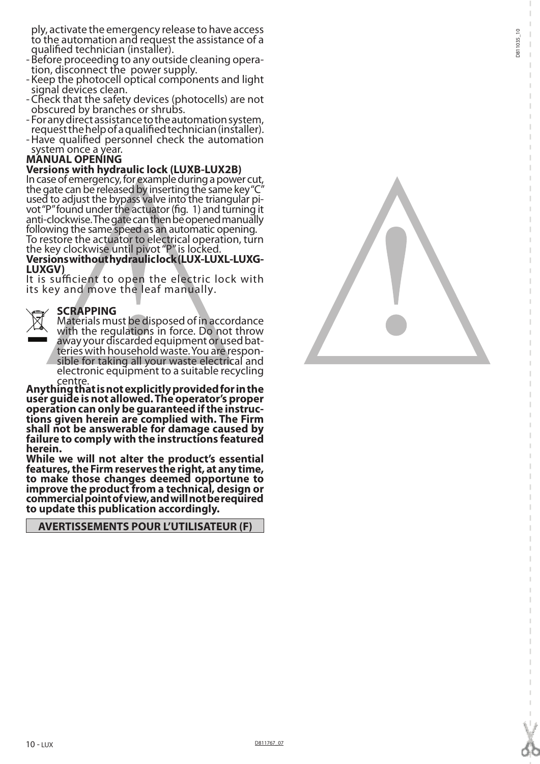ply, activate the emergency release to have access to the automation and request the assistance of a qualified technician (installer).

- Before proceeding to any outside cleaning operation, disconnect the power supply.
- Keep the photocell optical components and light signal devices clean.
- Check that the safety devices (photocells) are not obscured by branches or shrubs.
- For any direct assistance to the automation system, request the help of a qualified technician (installer).
- Have qualified personnel check the automation system once a year.

## MANUAL OPENING

### Versions with hydraulic lock (LUXB-LUX2B)

In case of emergency, for example during a power cut, the gate can be released by inserting the same key "C" used to adjust the bypass valve into the triangular pivot "P" found under the actuator (fig. 1) and turning it anti-clockwise. The gate can then be opened manually following the same speed as an automatic opening.
To restore the actuator to electrical operation, turn the key clockwise until pivot "P" is locked.

### Versions without hydraulic lock (LUX-LUXL-LUXG-LUXGV)

It is sufficient to open the electric lock with its key and move the leaf manually.

## SCRAPPING

Materials must be disposed of in accordance with the regulations in force. Do not throw away your discarded equipment or used batteries with household waste. You are responsible for taking all your waste electrical and electronic equipment to a suitable recycling centre.

**Anything that is not explicitly provided for in the user guide is not allowed. The operator's proper operation can only be guaranteed if the instructions given herein are complied with. The Firm shall not be answerable for damage caused by failure to comply with the instructions featured herein.**

**While we will not alter the product's essential features, the Firm reserves the right, at any time, to make those changes deemed opportune to improve the product from a technical, design or commercial point of view, and will not be required to update this publication accordingly.**

## AVERTISSEMENTS POUR L'UTILISATEUR (F)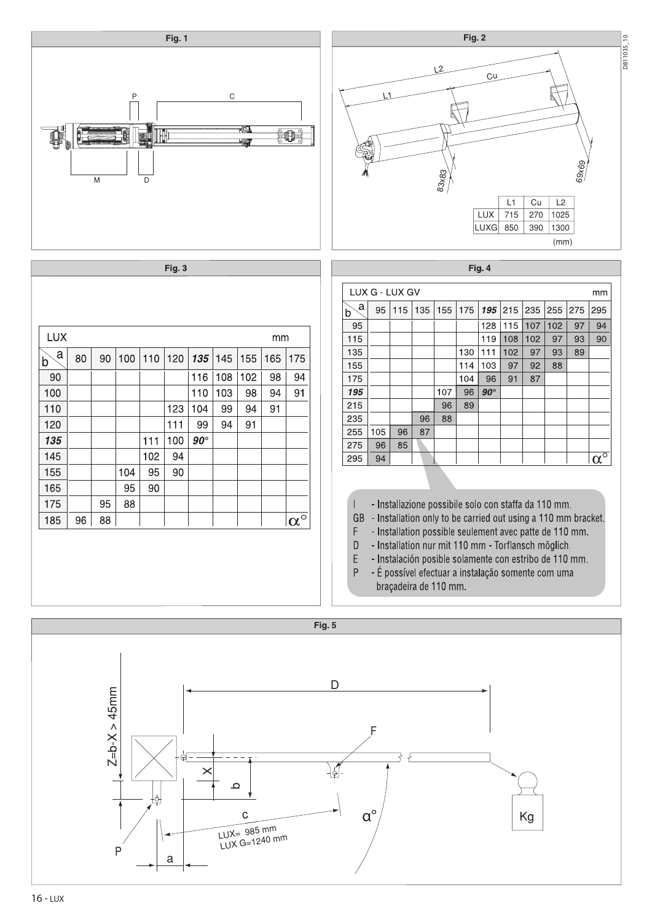**Fig. 1**

P C

M D

**Fig. 2**

D811035_10

L2 Cu L1

83x83 69x69

|  | L1 | Cu | L2 |
|---|---|---|---|
| LUX | 715 | 270 | 1025 |
| LUXG | 850 | 390 | 1300 |

(mm)

**Fig. 3**

LUX (mm)

| b \ a | 80 | 90 | 100 | 110 | 120 | ***135*** | 145 | 155 | 165 | 175 |
|---|---|---|---|---|---|---|---|---|---|---|
| 90 | | | | | | 116 | 108 | 102 | 98 | 94 |
| 100 | | | | | | 110 | 103 | 98 | 94 | 91 |
| 110 | | | | | 123 | 104 | 99 | 94 | 91 | |
| 120 | | | | | 111 | 99 | 94 | 91 | | |
| ***135*** | | | | 111 | 100 | ***90°*** | | | | |
| 145 | | | | 102 | 94 | | | | | |
| 155 | | | 104 | 95 | 90 | | | | | |
| 165 | | | 95 | 90 | | | | | | |
| 175 | | 95 | 88 | | | | | | | |
| 185 | 96 | 88 | | | | | | | | α° |

**Fig. 4**

LUX G - LUX GV (mm)

| b \ a | 95 | 115 | 135 | 155 | 175 | ***195*** | 215 | 235 | 255 | 275 | 295 |
|---|---|---|---|---|---|---|---|---|---|---|---|
| 95 | | | | | | 128 | 115 | 107 | 102 | 97 | 94 |
| 115 | | | | | | 119 | 108 | 102 | 97 | 93 | 90 |
| 135 | | | | | 130 | 111 | 102 | 97 | 93 | 89 | |
| 155 | | | | | 114 | 103 | 97 | 92 | 88 | | |
| 175 | | | | | 104 | 96 | 91 | 87 | | | |
| ***195*** | | | | 107 | 96 | ***90°*** | | | | | |
| 215 | | | | 96 | 89 | | | | | | |
| 235 | | | 96 | 88 | | | | | | | |
| 255 | 105 | 96 | 87 | | | | | | | | |
| 275 | 96 | 85 | | | | | | | | | |
| 295 | 94 | | | | | | | | | | α° |

- I - Installazione possibile solo con staffa da 110 mm.
- GB - Installation only to be carried out using a 110 mm bracket.
- F - Installation possible seulement avec patte de 110 mm.
- D - Installation nur mit 110 mm - Torflansch möglich.
- E - Instalación posible solamente con estribo de 110 mm.
- P - É possível efectuar a instalação somente com uma braçadeira de 110 mm.

**Fig. 5**

D

F

Z=b-X > 45mm

X

b

c

LUX= 985 mm
LUX G=1240 mm

α°

Kg

P

a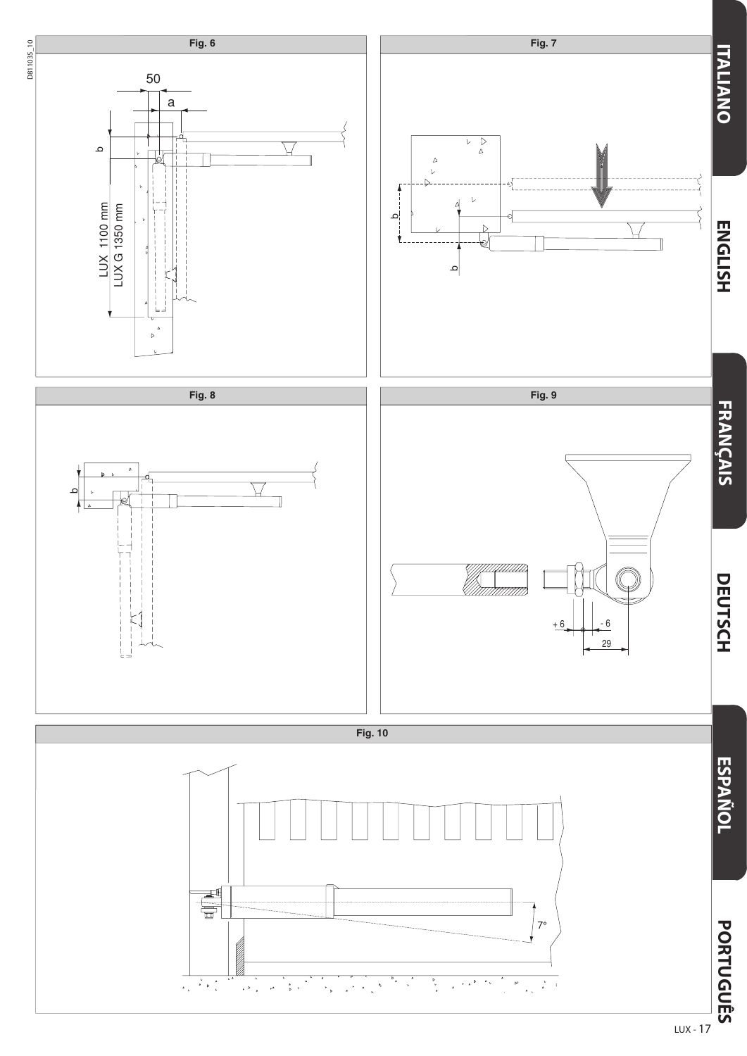**Fig. 6**

50

a

b

LUX 1100 mm
LUX G 1350 mm

**Fig. 7**

b

b

**Fig. 8**

b

**Fig. 9**

+ 6

- 6

29

**Fig. 10**

7°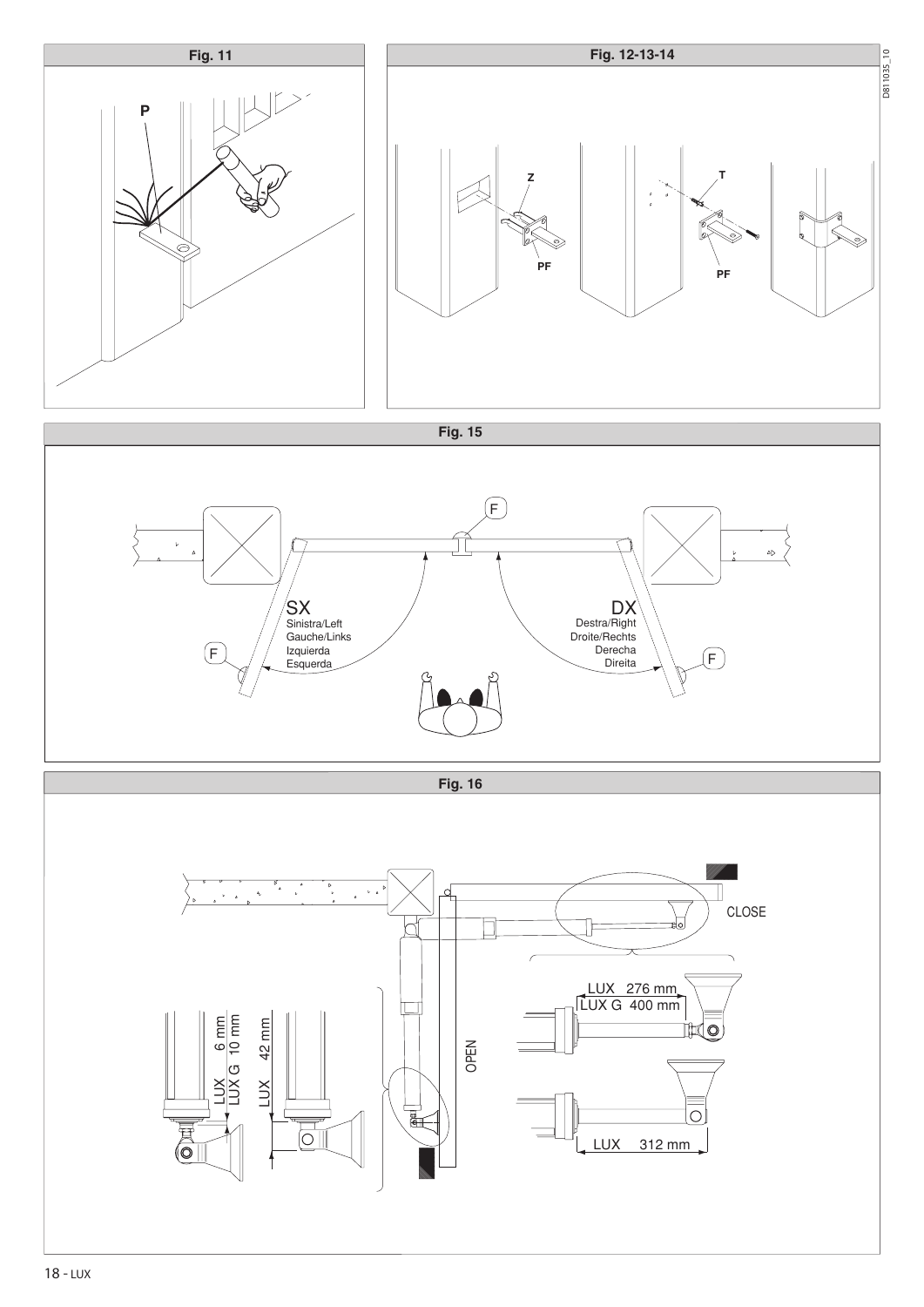**Fig. 11**

P

**Fig. 12-13-14**

Z

PF

T

PF

**Fig. 15**

F

SX
Sinistra/Left
Gauche/Links
Izquierda
Esquerda

F

DX
Destra/Right
Droite/Rechts
Derecha
Direita

F

**Fig. 16**

CLOSE

LUX 276 mm
LUX G 400 mm

LUX 312 mm

OPEN

LUX 6 mm
LUX G 10 mm

LUX 42 mm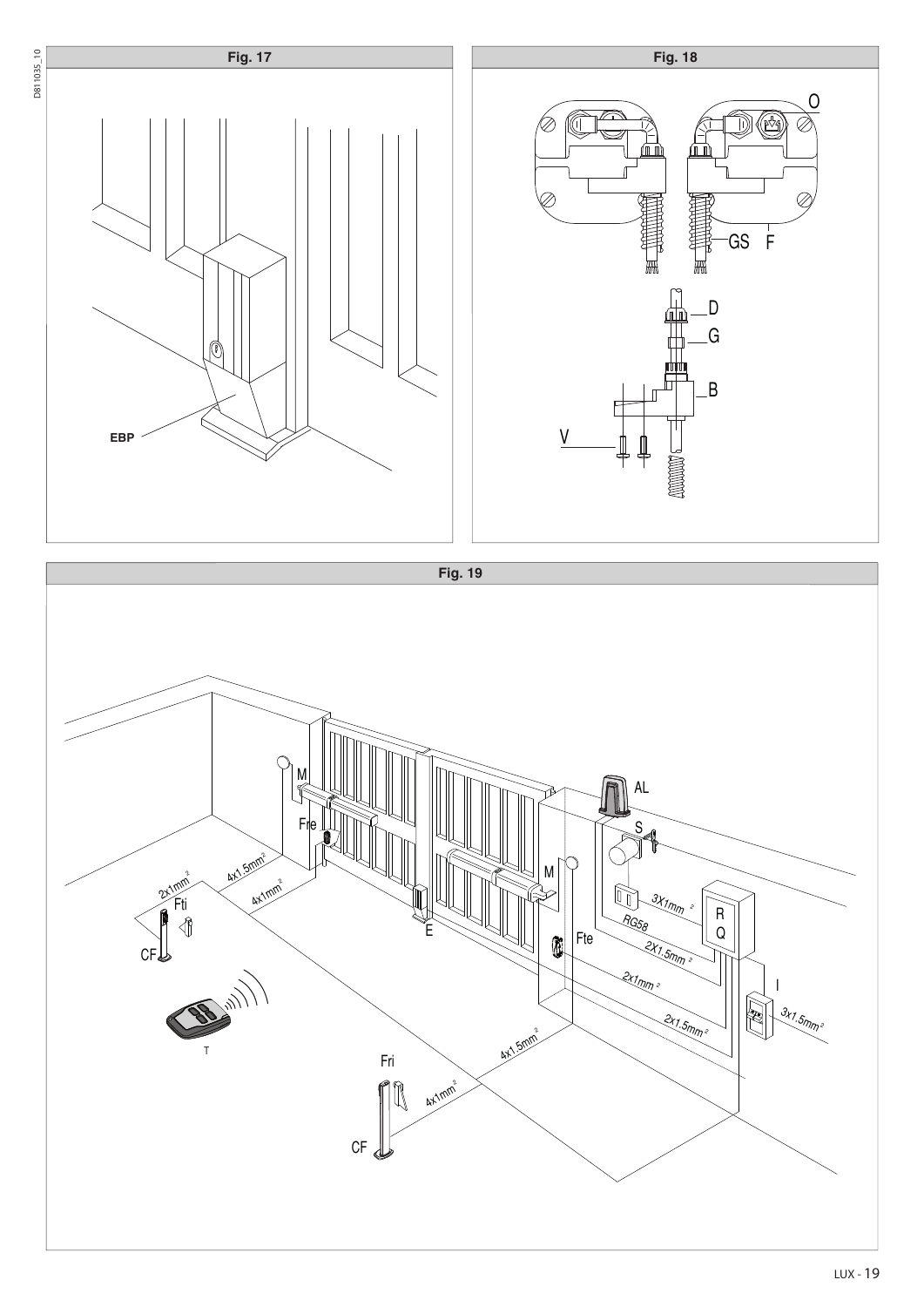**Fig. 17**

EBP

**Fig. 18**

O

GS F

D

G

B

V

**Fig. 19**

M

Fre

$2x1mm^2$

$4x1.5mm^2$

$4x1mm^2$

Fti

CF

E

T

AL

S

M

$3X1mm^2$

R

Q

RG58

Fte

$2X1.5mm^2$

$2x1mm^2$

I

$2x1.5mm^2$

$3x1.5mm^2$

Fri

$4x1.5mm^2$

$4x1mm^2$

CF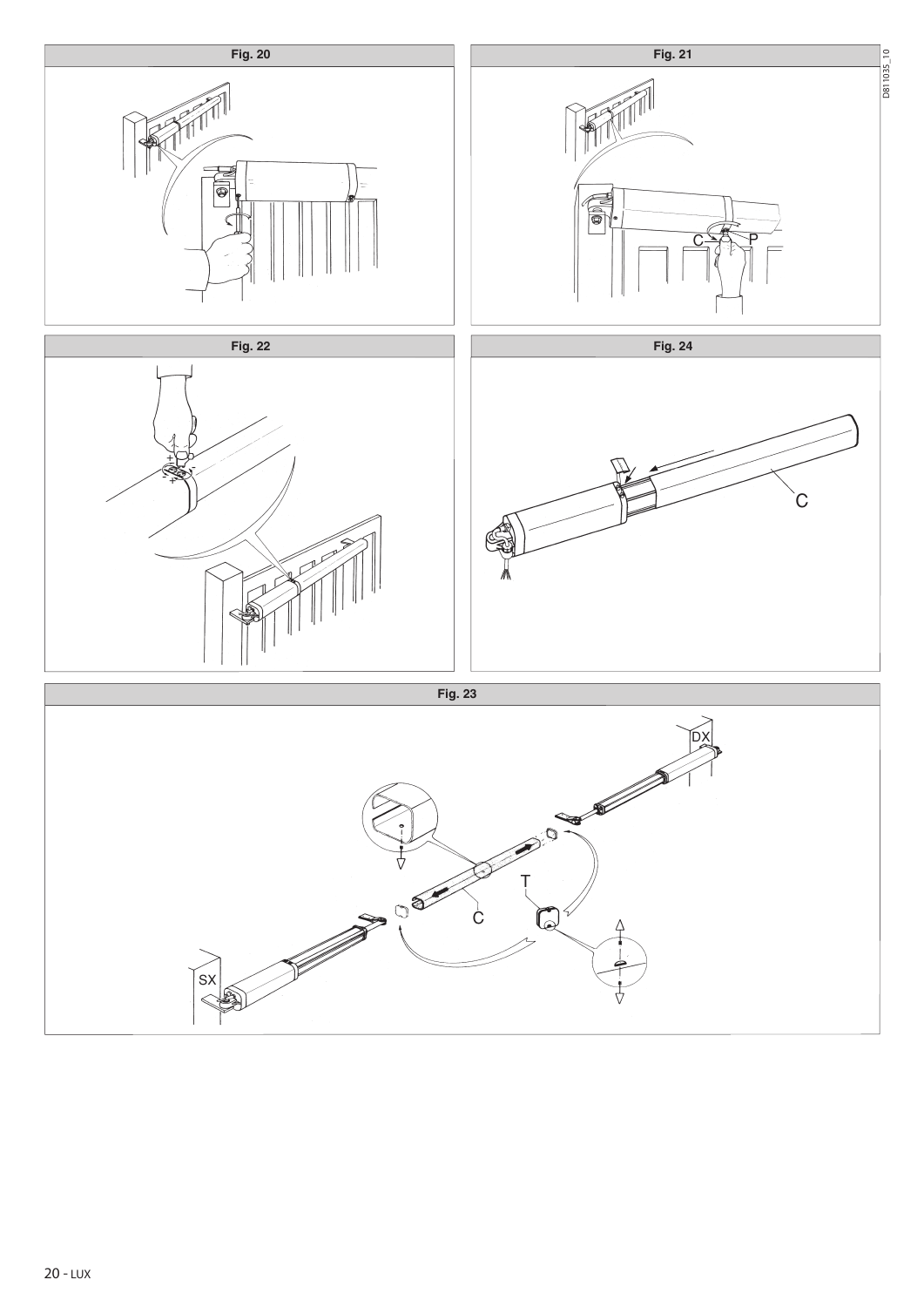Fig. 20

Fig. 21

Fig. 22

Fig. 24

Fig. 23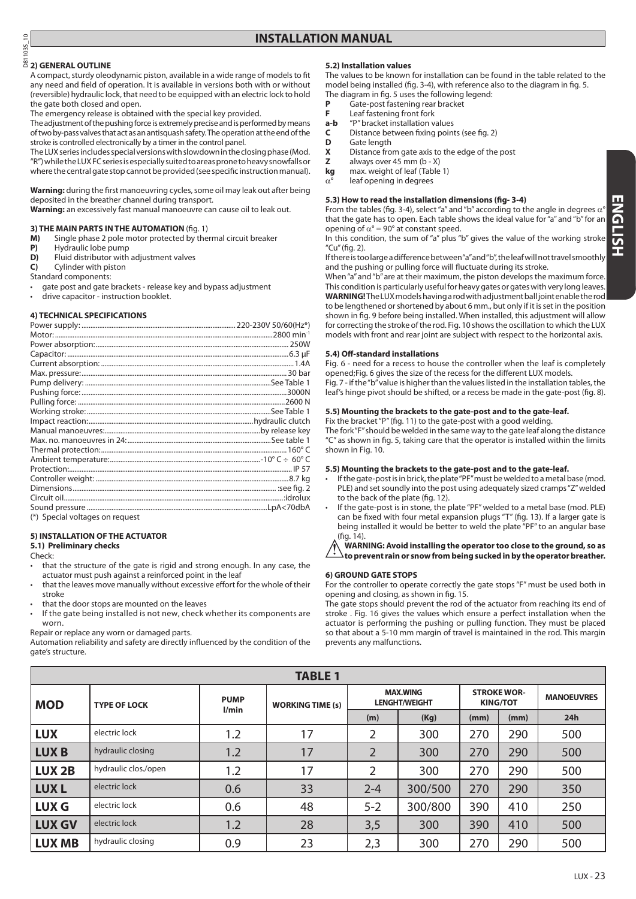# INSTALLATION MANUAL

## 2) GENERAL OUTLINE

A compact, sturdy oleodynamic piston, available in a wide range of models to fit any need and field of operation. It is available in versions both with or without (reversible) hydraulic lock, that need to be equipped with an electric lock to hold the gate both closed and open.

The emergency release is obtained with the special key provided.

The adjustment of the pushing force is extremely precise and is performed by means of two by-pass valves that act as an antisquash safety. The operation at the end of the stroke is controlled electronically by a timer in the control panel.

The LUX series includes special versions with slowdown in the closing phase (Mod. "R") while the LUX FC series is especially suited to areas prone to heavy snowfalls or where the central gate stop cannot be provided (see specific instruction manual).

**Warning:** during the first manoeuvring cycles, some oil may leak out after being deposited in the breather channel during transport.

**Warning:** an excessively fast manual manoeuvre can cause oil to leak out.

## 3) THE MAIN PARTS IN THE AUTOMATION (fig. 1)

**M)** Single phase 2 pole motor protected by thermal circuit breaker
**P)** Hydraulic lobe pump
**D)** Fluid distributor with adjustment valves
**C)** Cylinder with piston

Standard components:

- gate post and gate brackets - release key and bypass adjustment
- drive capacitor - instruction booklet.

## 4) TECHNICAL SPECIFICATIONS

Power supply: ...................... 220-230V 50/60(Hz*)
Motor: ...................... 2800 min$^{-1}$
Power absorption: ...................... 250W
Capacitor: ...................... 6.3 µF
Current absorption: ...................... 1.4A
Max. pressure: ...................... 30 bar
Pump delivery: ...................... See Table 1
Pushing force: ...................... 3000N
Pulling force: ...................... 2600 N
Working stroke: ...................... See Table 1
Impact reaction: ...................... hydraulic clutch
Manual manoeuvres: ...................... by release key
Max. no. manoeuvres in 24: ...................... See table 1
Thermal protection: ...................... 160° C
Ambient temperature: ...................... -10° C ÷ 60° C
Protection: ...................... IP 57
Controller weight: ...................... 8.7 kg
Dimensions ...................... :see fig. 2
Circuit oil ...................... :idrolux
Sound pressure ...................... LpA<70dbA

(*) Special voltages on request

## 5) INSTALLATION OF THE ACTUATOR

### 5.1) Preliminary checks

Check:

- that the structure of the gate is rigid and strong enough. In any case, the actuator must push against a reinforced point in the leaf
- that the leaves move manually without excessive effort for the whole of their stroke
- that the door stops are mounted on the leaves
- If the gate being installed is not new, check whether its components are worn.

Repair or replace any worn or damaged parts.

Automation reliability and safety are directly influenced by the condition of the gate's structure.

### 5.2) Installation values

The values to be known for installation can be found in the table related to the model being installed (fig. 3-4), with reference also to the diagram in fig. 5.

The diagram in fig. 5 uses the following legend:

**P** Gate-post fastening rear bracket
**F** Leaf fastening front fork
**a-b** "P" bracket installation values
**C** Distance between fixing points (see fig. 2)
**D** Gate length
**X** Distance from gate axis to the edge of the post
**Z** always over 45 mm (b - X)
**kg** max. weight of leaf (Table 1)
$\alpha$° leaf opening in degrees

### 5.3) How to read the installation dimensions (fig- 3-4)

From the tables (fig. 3-4), select "a" and "b" according to the angle in degrees $\alpha$° that the gate has to open. Each table shows the ideal value for "a" and "b" for an opening of $\alpha$° = 90° at constant speed.

In this condition, the sum of "a" plus "b" gives the value of the working stroke "Cu" (fig. 2).

If there is too large a difference between "a" and "b", the leaf will not travel smoothly and the pushing or pulling force will fluctuate during its stroke.

When "a" and "b" are at their maximum, the piston develops the maximum force. This condition is particularly useful for heavy gates or gates with very long leaves. **WARNING!** The LUX models having a rod with adjustment ball joint enable the rod to be lengthened or shortened by about 6 mm., but only if it is set in the position shown in fig. 9 before being installed. When installed, this adjustment will allow for correcting the stroke of the rod. Fig. 10 shows the oscillation to which the LUX models with front and rear joint are subject with respect to the horizontal axis.

### 5.4) Off-standard installations

Fig. 6 - need for a recess to house the controller when the leaf is completely opened;Fig. 6 gives the size of the recess for the different LUX models.

Fig. 7 - if the "b" value is higher than the values listed in the installation tables, the leaf's hinge pivot should be shifted, or a recess be made in the gate-post (fig. 8).

### 5.5) Mounting the brackets to the gate-post and to the gate-leaf.

Fix the bracket "P" (fig. 11) to the gate-post with a good welding.

The fork "F" should be welded in the same way to the gate leaf along the distance "C" as shown in fig. 5, taking care that the operator is installed within the limits shown in Fig. 10.

### 5.5) Mounting the brackets to the gate-post and to the gate-leaf.

- If the gate-post is in brick, the plate "PF" must be welded to a metal base (mod. PLE) and set soundly into the post using adequately sized cramps "Z" welded to the back of the plate (fig. 12).
- If the gate-post is in stone, the plate "PF" welded to a metal base (mod. PLE) can be fixed with four metal expansion plugs "T" (fig. 13). If a larger gate is being installed it would be better to weld the plate "PF" to an angular base (fig. 14).

**WARNING: Avoid installing the operator too close to the ground, so as to prevent rain or snow from being sucked in by the operator breather.**

## 6) GROUND GATE STOPS

For the controller to operate correctly the gate stops "F" must be used both in opening and closing, as shown in fig. 15.

The gate stops should prevent the rod of the actuator from reaching its end of stroke . Fig. 16 gives the values which ensure a perfect installation when the actuator is performing the pushing or pulling function. They must be placed so that about a 5-10 mm margin of travel is maintained in the rod. This margin prevents any malfunctions.

**TABLE 1**

| MOD | TYPE OF LOCK | PUMP l/min | WORKING TIME (s) | MAX.WING LENGHT/WEIGHT | | STROKE WOR-KING/TOT | | MANOEUVRES |
|---|---|---|---|---|---|---|---|---|
| | | | | (m) | (Kg) | (mm) | (mm) | 24h |
| LUX | electric lock | 1.2 | 17 | 2 | 300 | 270 | 290 | 500 |
| LUX B | hydraulic closing | 1.2 | 17 | 2 | 300 | 270 | 290 | 500 |
| LUX 2B | hydraulic clos./open | 1.2 | 17 | 2 | 300 | 270 | 290 | 500 |
| LUX L | electric lock | 0.6 | 33 | 2-4 | 300/500 | 270 | 290 | 350 |
| LUX G | electric lock | 0.6 | 48 | 5-2 | 300/800 | 390 | 410 | 250 |
| LUX GV | electric lock | 1.2 | 28 | 3,5 | 300 | 390 | 410 | 500 |
| LUX MB | hydraulic closing | 0.9 | 23 | 2,3 | 300 | 270 | 290 | 500 |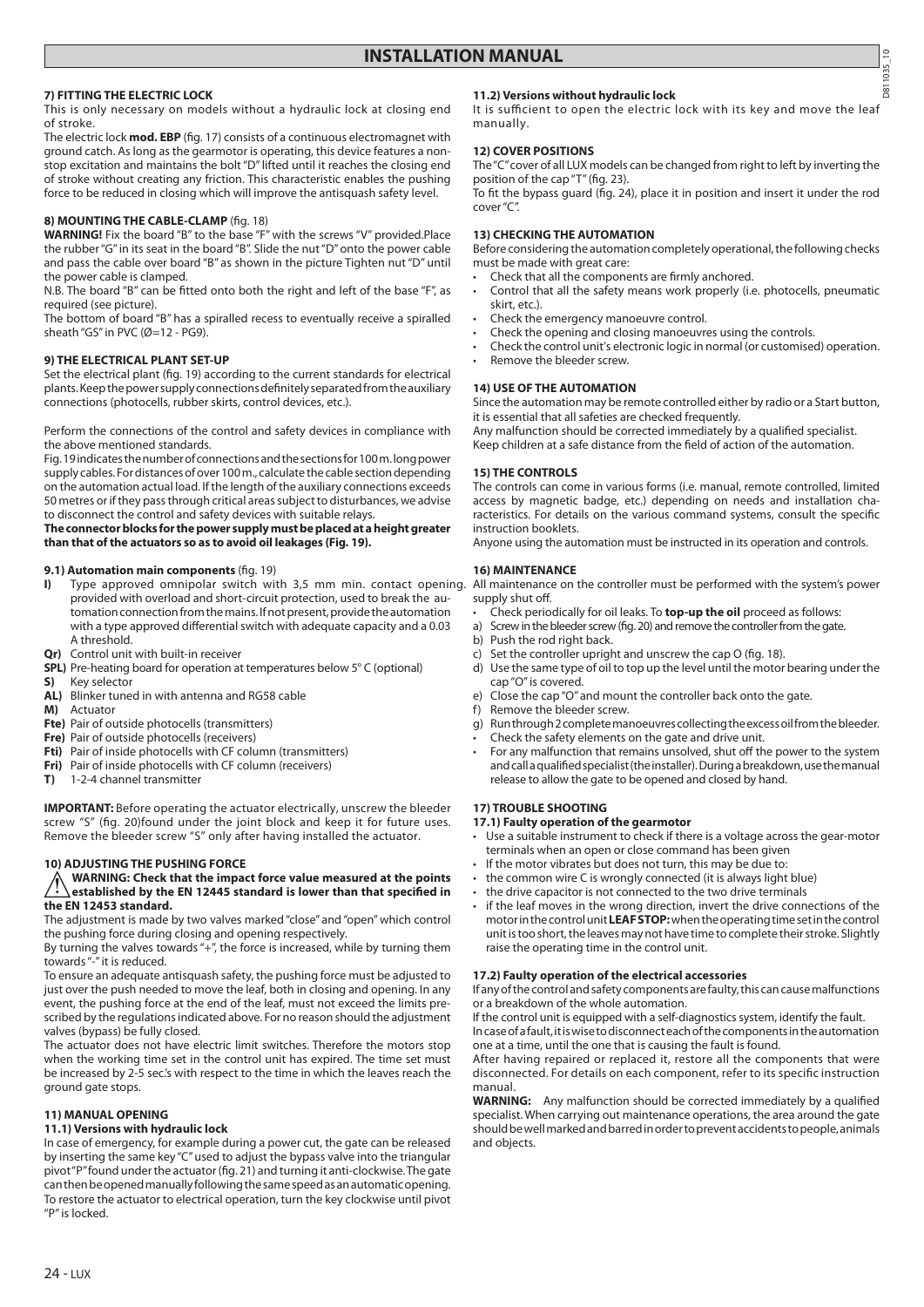# INSTALLATION MANUAL

### 7) FITTING THE ELECTRIC LOCK

This is only necessary on models without a hydraulic lock at closing end of stroke.

The electric lock **mod. EBP** (fig. 17) consists of a continuous electromagnet with ground catch. As long as the gearmotor is operating, this device features a non-stop excitation and maintains the bolt "D" lifted until it reaches the closing end of stroke without creating any friction. This characteristic enables the pushing force to be reduced in closing which will improve the antisquash safety level.

### 8) MOUNTING THE CABLE-CLAMP (fig. 18)

**WARNING!** Fix the board "B" to the base "F" with the screws "V" provided.Place the rubber "G" in its seat in the board "B". Slide the nut "D" onto the power cable and pass the cable over board "B" as shown in the picture Tighten nut "D" until the power cable is clamped.

N.B. The board "B" can be fitted onto both the right and left of the base "F", as required (see picture).

The bottom of board "B" has a spiralled recess to eventually receive a spiralled sheath "GS" in PVC (Ø=12 - PG9).

### 9) THE ELECTRICAL PLANT SET-UP

Set the electrical plant (fig. 19) according to the current standards for electrical plants. Keep the power supply connections definitely separated from the auxiliary connections (photocells, rubber skirts, control devices, etc.).

Perform the connections of the control and safety devices in compliance with the above mentioned standards.

Fig. 19 indicates the number of connections and the sections for 100 m. long power supply cables. For distances of over 100 m., calculate the cable section depending on the automation actual load. If the length of the auxiliary connections exceeds 50 metres or if they pass through critical areas subject to disturbances, we advise to disconnect the control and safety devices with suitable relays.

**The connector blocks for the power supply must be placed at a height greater than that of the actuators so as to avoid oil leakages (Fig. 19).**

#### 9.1) Automation main components (fig. 19)

- **I)** Type approved omnipolar switch with 3,5 mm min. contact opening. provided with overload and short-circuit protection, used to break the automation connection from the mains. If not present, provide the automation with a type approved differential switch with adequate capacity and a 0.03 A threshold.
- **Qr)** Control unit with built-in receiver
- **SPL)** Pre-heating board for operation at temperatures below 5° C (optional)
- **S)** Key selector
- **AL)** Blinker tuned in with antenna and RG58 cable
- **M)** Actuator
- **Fte)** Pair of outside photocells (transmitters)
- **Fre)** Pair of outside photocells (receivers)
- **Fti)** Pair of inside photocells with CF column (transmitters)
- **Fri)** Pair of inside photocells with CF column (receivers)
- **T)** 1-2-4 channel transmitter

**IMPORTANT:** Before operating the actuator electrically, unscrew the bleeder screw "S" (fig. 20)found under the joint block and keep it for future uses. Remove the bleeder screw "S" only after having installed the actuator.

### 10) ADJUSTING THE PUSHING FORCE

**⚠ WARNING: Check that the impact force value measured at the points established by the EN 12445 standard is lower than that specified in the EN 12453 standard.**

The adjustment is made by two valves marked "close" and "open" which control the pushing force during closing and opening respectively.

By turning the valves towards "+", the force is increased, while by turning them towards "-" it is reduced.

To ensure an adequate antisquash safety, the pushing force must be adjusted to just over the push needed to move the leaf, both in closing and opening. In any event, the pushing force at the end of the leaf, must not exceed the limits prescribed by the regulations indicated above. For no reason should the adjustment valves (bypass) be fully closed.

The actuator does not have electric limit switches. Therefore the motors stop when the working time set in the control unit has expired. The time set must be increased by 2-5 sec.'s with respect to the time in which the leaves reach the ground gate stops.

### 11) MANUAL OPENING

#### 11.1) Versions with hydraulic lock

In case of emergency, for example during a power cut, the gate can be released by inserting the same key "C" used to adjust the bypass valve into the triangular pivot "P" found under the actuator (fig. 21) and turning it anti-clockwise. The gate can then be opened manually following the same speed as an automatic opening. To restore the actuator to electrical operation, turn the key clockwise until pivot "P" is locked.

#### 11.2) Versions without hydraulic lock

It is sufficient to open the electric lock with its key and move the leaf manually.

### 12) COVER POSITIONS

The "C" cover of all LUX models can be changed from right to left by inverting the position of the cap "T" (fig. 23).

To fit the bypass guard (fig. 24), place it in position and insert it under the rod cover "C".

### 13) CHECKING THE AUTOMATION

Before considering the automation completely operational, the following checks must be made with great care:

- Check that all the components are firmly anchored.
- Control that all the safety means work properly (i.e. photocells, pneumatic skirt, etc.).
- Check the emergency manoeuvre control.
- Check the opening and closing manoeuvres using the controls.
- Check the control unit's electronic logic in normal (or customised) operation.
- Remove the bleeder screw.

### 14) USE OF THE AUTOMATION

Since the automation may be remote controlled either by radio or a Start button, it is essential that all safeties are checked frequently.

Any malfunction should be corrected immediately by a qualified specialist.

Keep children at a safe distance from the field of action of the automation.

### 15) THE CONTROLS

The controls can come in various forms (i.e. manual, remote controlled, limited access by magnetic badge, etc.) depending on needs and installation characteristics. For details on the various command systems, consult the specific instruction booklets.

Anyone using the automation must be instructed in its operation and controls.

### 16) MAINTENANCE

All maintenance on the controller must be performed with the system's power supply shut off.

- Check periodically for oil leaks. To **top-up the oil** proceed as follows:

a) Screw in the bleeder screw (fig. 20) and remove the controller from the gate.
b) Push the rod right back.
c) Set the controller upright and unscrew the cap O (fig. 18).
d) Use the same type of oil to top up the level until the motor bearing under the cap "O" is covered.
e) Close the cap "O" and mount the controller back onto the gate.
f) Remove the bleeder screw.
g) Run through 2 complete manoeuvres collecting the excess oil from the bleeder.

- Check the safety elements on the gate and drive unit.
- For any malfunction that remains unsolved, shut off the power to the system and call a qualified specialist (the installer). During a breakdown, use the manual release to allow the gate to be opened and closed by hand.

### 17) TROUBLE SHOOTING

#### 17.1) Faulty operation of the gearmotor

- Use a suitable instrument to check if there is a voltage across the gear-motor terminals when an open or close command has been given
- If the motor vibrates but does not turn, this may be due to:
- the common wire C is wrongly connected (it is always light blue)
- the drive capacitor is not connected to the two drive terminals
- if the leaf moves in the wrong direction, invert the drive connections of the motor in the control unit **LEAF STOP:** when the operating time set in the control unit is too short, the leaves may not have time to complete their stroke. Slightly raise the operating time in the control unit.

#### 17.2) Faulty operation of the electrical accessories

If any of the control and safety components are faulty, this can cause malfunctions or a breakdown of the whole automation.

If the control unit is equipped with a self-diagnostics system, identify the fault.

In case of a fault, it is wise to disconnect each of the components in the automation one at a time, until the one that is causing the fault is found.

After having repaired or replaced it, restore all the components that were disconnected. For details on each component, refer to its specific instruction manual.

**WARNING:** Any malfunction should be corrected immediately by a qualified specialist. When carrying out maintenance operations, the area around the gate should be well marked and barred in order to prevent accidents to people, animals and objects.